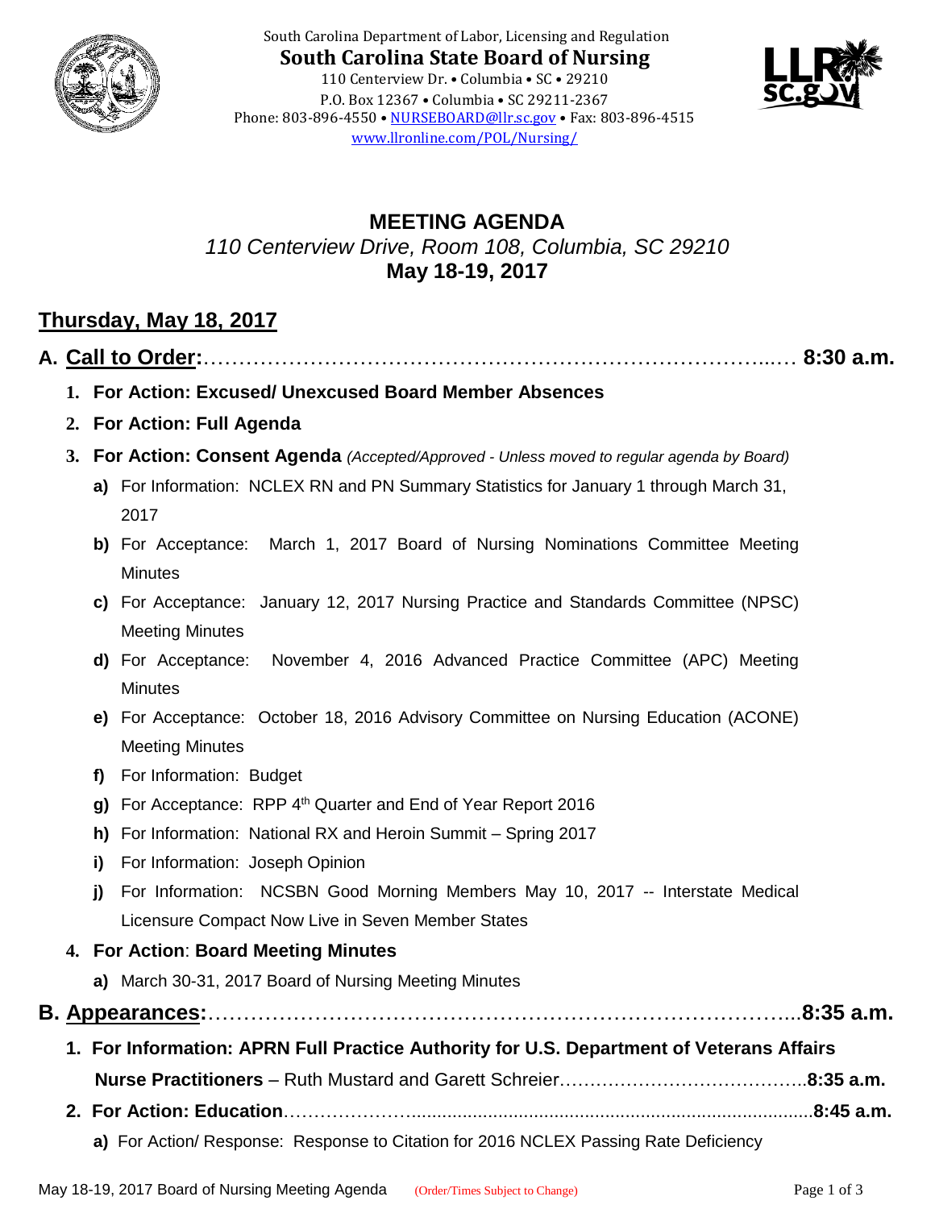South Carolina Department of Labor, Licensing and Regulation

**South Carolina State Board of Nursing**

110 Centerview Dr. • Columbia • SC • 29210
P.O. Box 12367 • Columbia • SC 29211-2367
Phone: 803-896-4550 • NURSEBOARD@llr.sc.gov • Fax: 803-896-4515
www.llronline.com/POL/Nursing/

# MEETING AGENDA

*110 Centerview Drive, Room 108, Columbia, SC 29210*

**May 18-19, 2017**

## Thursday, May 18, 2017

### A. Call to Order:……………………………………………………………… 8:30 a.m.

1. **For Action: Excused/ Unexcused Board Member Absences**
2. **For Action: Full Agenda**
3. **For Action: Consent Agenda** *(Accepted/Approved - Unless moved to regular agenda by Board)*
   - **a)** For Information: NCLEX RN and PN Summary Statistics for January 1 through March 31, 2017
   - **b)** For Acceptance: March 1, 2017 Board of Nursing Nominations Committee Meeting Minutes
   - **c)** For Acceptance: January 12, 2017 Nursing Practice and Standards Committee (NPSC) Meeting Minutes
   - **d)** For Acceptance: November 4, 2016 Advanced Practice Committee (APC) Meeting Minutes
   - **e)** For Acceptance: October 18, 2016 Advisory Committee on Nursing Education (ACONE) Meeting Minutes
   - **f)** For Information: Budget
   - **g)** For Acceptance: RPP 4th Quarter and End of Year Report 2016
   - **h)** For Information: National RX and Heroin Summit – Spring 2017
   - **i)** For Information: Joseph Opinion
   - **j)** For Information: NCSBN Good Morning Members May 10, 2017 -- Interstate Medical Licensure Compact Now Live in Seven Member States
4. **For Action**: **Board Meeting Minutes**
   - **a)** March 30-31, 2017 Board of Nursing Meeting Minutes

### B. Appearances:……………………………………………………………..8:35 a.m.

1. **For Information: APRN Full Practice Authority for U.S. Department of Veterans Affairs Nurse Practitioners** – Ruth Mustard and Garett Schreier…………………………..**8:35 a.m.**
2. **For Action: Education**……………………………………………………………**8:45 a.m.**
   - **a)** For Action/ Response: Response to Citation for 2016 NCLEX Passing Rate Deficiency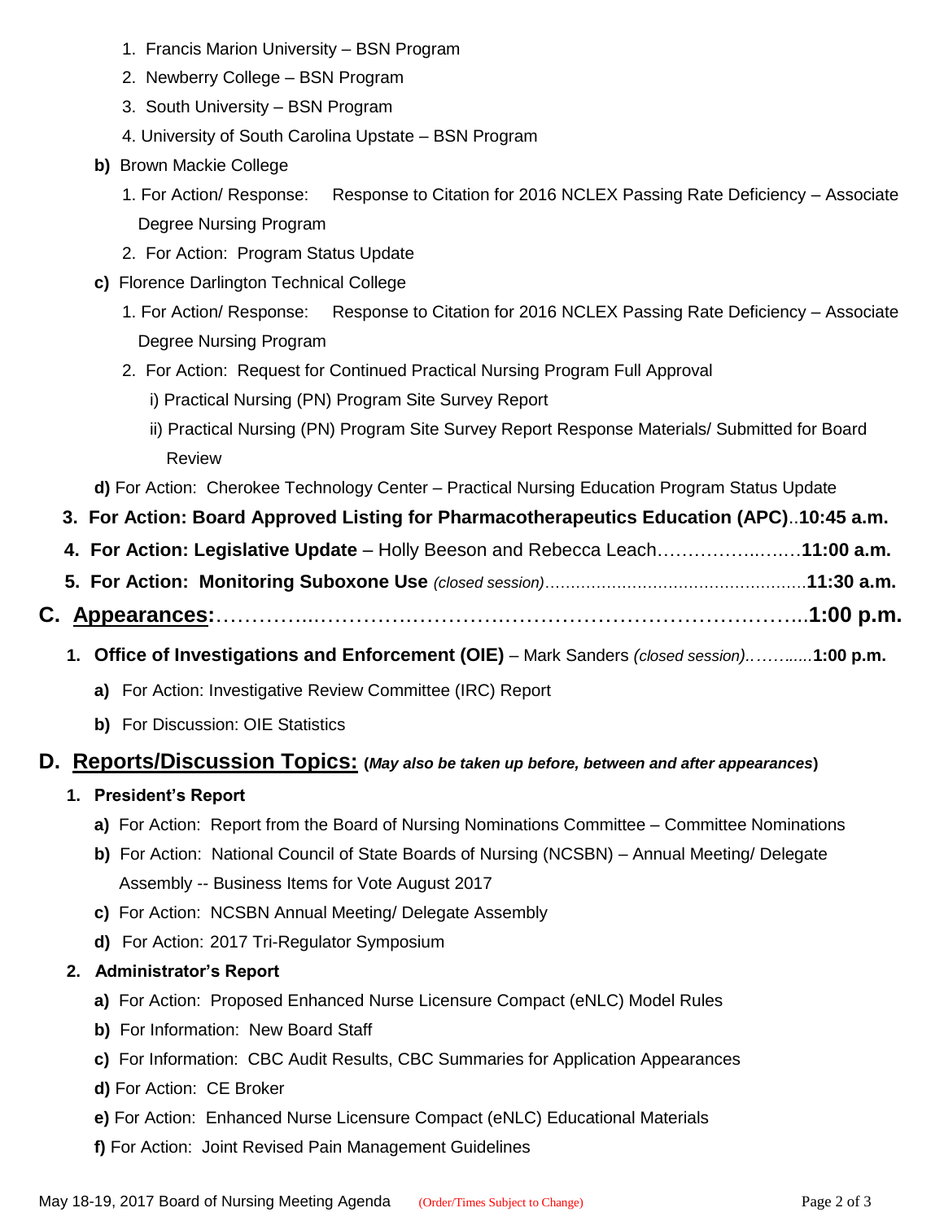1. Francis Marion University – BSN Program
2. Newberry College – BSN Program
3. South University – BSN Program
4. University of South Carolina Upstate – BSN Program

**b)** Brown Mackie College

1. For Action/ Response: Response to Citation for 2016 NCLEX Passing Rate Deficiency – Associate Degree Nursing Program
2. For Action: Program Status Update

**c)** Florence Darlington Technical College

1. For Action/ Response: Response to Citation for 2016 NCLEX Passing Rate Deficiency – Associate Degree Nursing Program
2. For Action: Request for Continued Practical Nursing Program Full Approval
   - i) Practical Nursing (PN) Program Site Survey Report
   - ii) Practical Nursing (PN) Program Site Survey Report Response Materials/ Submitted for Board Review

**d)** For Action: Cherokee Technology Center – Practical Nursing Education Program Status Update

3. **For Action: Board Approved Listing for Pharmacotherapeutics Education (APC)**..**10:45 a.m.**
4. **For Action: Legislative Update** – Holly Beeson and Rebecca Leach…………….….…**11:00 a.m.**
5. **For Action: Monitoring Suboxone Use** *(closed session)*……………………………………….**11:30 a.m.**

## C. Appearances:……………………………………………………………………..1:00 p.m.

1. **Office of Investigations and Enforcement (OIE)** – Mark Sanders *(closed session)*.……..…**1:00 p.m.**

   **a)** For Action: Investigative Review Committee (IRC) Report

   **b)** For Discussion: OIE Statistics

## D. Reports/Discussion Topics: (*May also be taken up before, between and after appearances*)

1. **President's Report**

   **a)** For Action: Report from the Board of Nursing Nominations Committee – Committee Nominations

   **b)** For Action: National Council of State Boards of Nursing (NCSBN) – Annual Meeting/ Delegate Assembly -- Business Items for Vote August 2017

   **c)** For Action: NCSBN Annual Meeting/ Delegate Assembly

   **d)** For Action: 2017 Tri-Regulator Symposium

2. **Administrator's Report**

   **a)** For Action: Proposed Enhanced Nurse Licensure Compact (eNLC) Model Rules

   **b)** For Information: New Board Staff

   **c)** For Information: CBC Audit Results, CBC Summaries for Application Appearances

   **d)** For Action: CE Broker

   **e)** For Action: Enhanced Nurse Licensure Compact (eNLC) Educational Materials

   **f)** For Action: Joint Revised Pain Management Guidelines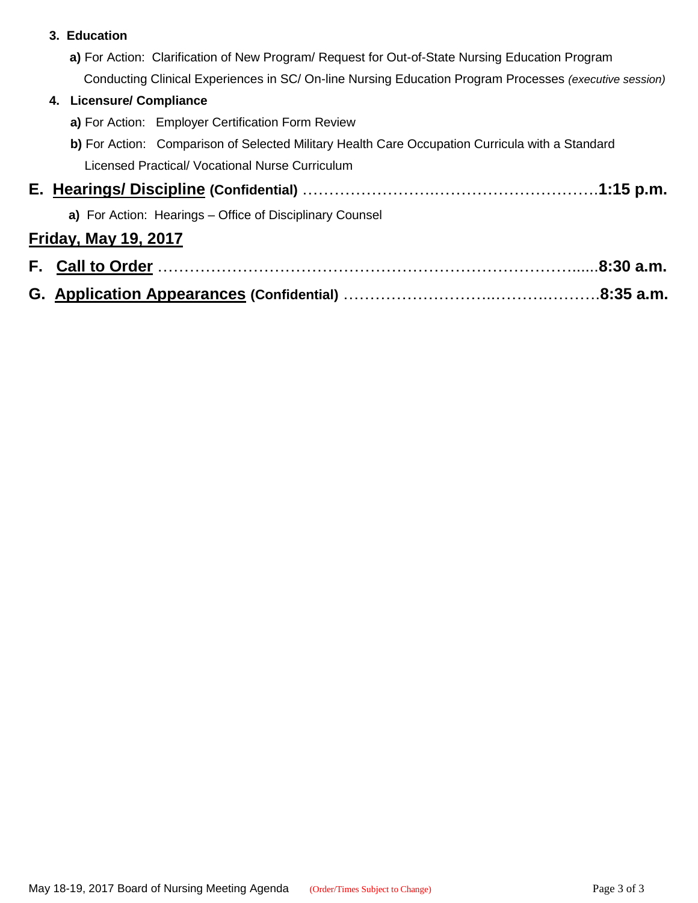**3. Education**

**a)** For Action: Clarification of New Program/ Request for Out-of-State Nursing Education Program Conducting Clinical Experiences in SC/ On-line Nursing Education Program Processes *(executive session)*

**4. Licensure/ Compliance**

**a)** For Action: Employer Certification Form Review

**b)** For Action: Comparison of Selected Military Health Care Occupation Curricula with a Standard Licensed Practical/ Vocational Nurse Curriculum

## E. Hearings/ Discipline (Confidential) ……………………………………………………1:15 p.m.

**a)** For Action: Hearings – Office of Disciplinary Counsel

## Friday, May 19, 2017

## F. Call to Order ……………………………………………………………………8:30 a.m.

## G. Application Appearances (Confidential) ……………………………………………8:35 a.m.